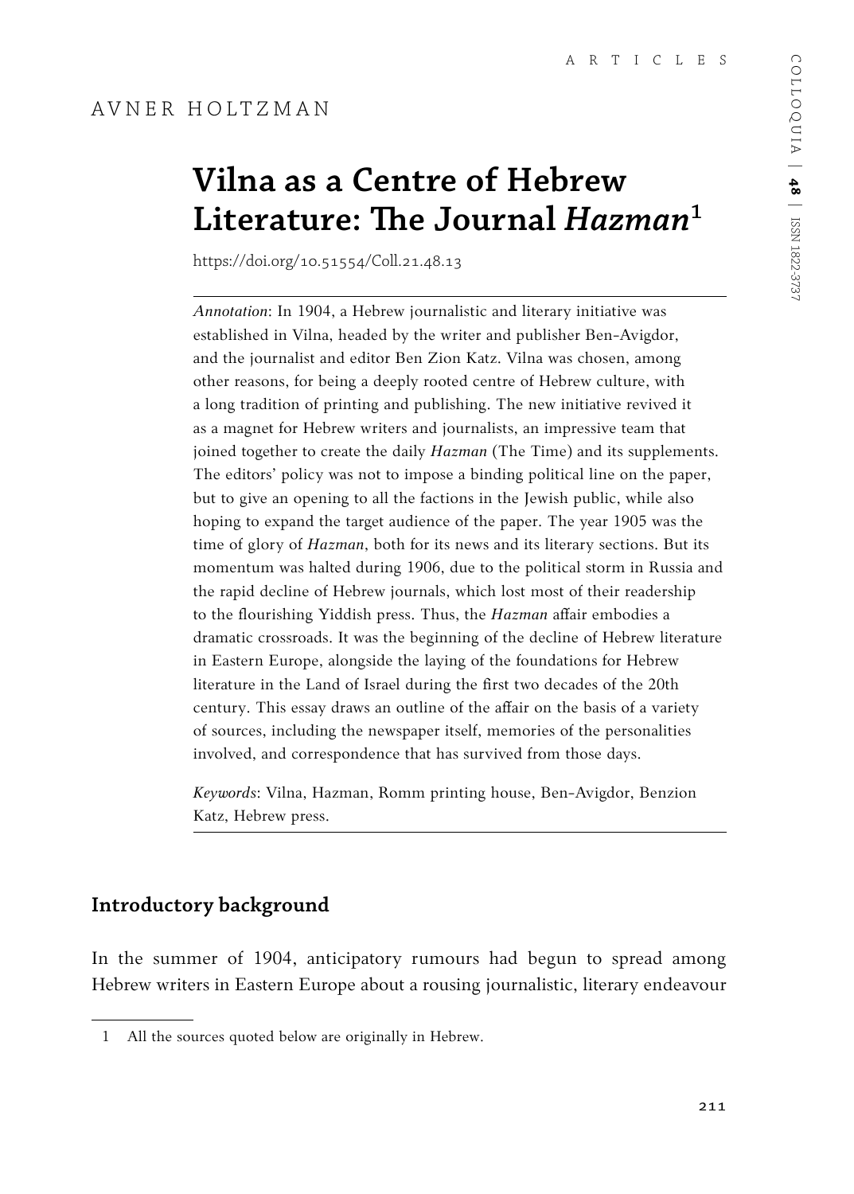ARTICLES

AVNER HOLTZMAN

# Vilna as a Centre of Hebrew Literature: The Journal *Hazman*[1]

https://doi.org/10.51554/Coll.21.48.13

*Annotation*: In 1904, a Hebrew journalistic and literary initiative was established in Vilna, headed by the writer and publisher Ben-Avigdor, and the journalist and editor Ben Zion Katz. Vilna was chosen, among other reasons, for being a deeply rooted centre of Hebrew culture, with a long tradition of printing and publishing. The new initiative revived it as a magnet for Hebrew writers and journalists, an impressive team that joined together to create the daily *Hazman* (The Time) and its supplements. The editors' policy was not to impose a binding political line on the paper, but to give an opening to all the factions in the Jewish public, while also hoping to expand the target audience of the paper. The year 1905 was the time of glory of *Hazman*, both for its news and its literary sections. But its momentum was halted during 1906, due to the political storm in Russia and the rapid decline of Hebrew journals, which lost most of their readership to the flourishing Yiddish press. Thus, the *Hazman* affair embodies a dramatic crossroads. It was the beginning of the decline of Hebrew literature in Eastern Europe, alongside the laying of the foundations for Hebrew literature in the Land of Israel during the first two decades of the 20th century. This essay draws an outline of the affair on the basis of a variety of sources, including the newspaper itself, memories of the personalities involved, and correspondence that has survived from those days.

*Keywords*: Vilna, Hazman, Romm printing house, Ben-Avigdor, Benzion Katz, Hebrew press.

## Introductory background

In the summer of 1904, anticipatory rumours had begun to spread among Hebrew writers in Eastern Europe about a rousing journalistic, literary endeavour

1 All the sources quoted below are originally in Hebrew.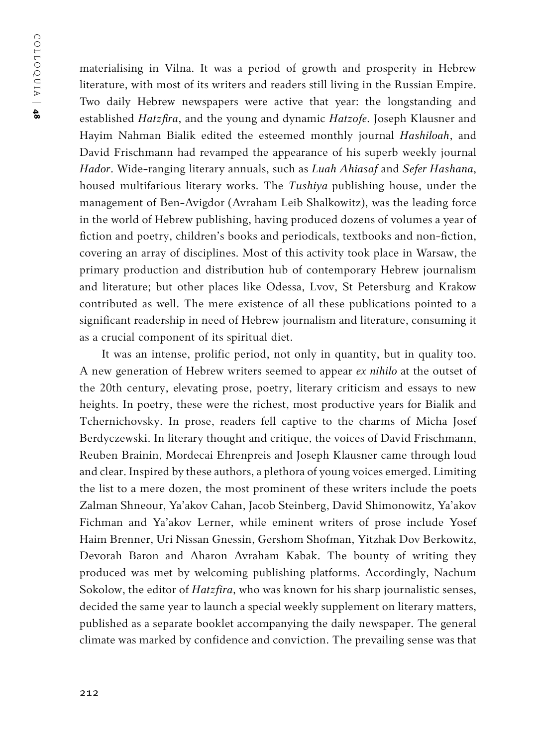materialising in Vilna. It was a period of growth and prosperity in Hebrew literature, with most of its writers and readers still living in the Russian Empire. Two daily Hebrew newspapers were active that year: the longstanding and established *Hatzfira*, and the young and dynamic *Hatzofe*. Joseph Klausner and Hayim Nahman Bialik edited the esteemed monthly journal *Hashiloah*, and David Frischmann had revamped the appearance of his superb weekly journal *Hador*. Wide-ranging literary annuals, such as *Luah Ahiasaf* and *Sefer Hashana*, housed multifarious literary works. The *Tushiya* publishing house, under the management of Ben-Avigdor (Avraham Leib Shalkowitz), was the leading force in the world of Hebrew publishing, having produced dozens of volumes a year of fiction and poetry, children's books and periodicals, textbooks and non-fiction, covering an array of disciplines. Most of this activity took place in Warsaw, the primary production and distribution hub of contemporary Hebrew journalism and literature; but other places like Odessa, Lvov, St Petersburg and Krakow contributed as well. The mere existence of all these publications pointed to a significant readership in need of Hebrew journalism and literature, consuming it as a crucial component of its spiritual diet.

It was an intense, prolific period, not only in quantity, but in quality too. A new generation of Hebrew writers seemed to appear *ex nihilo* at the outset of the 20th century, elevating prose, poetry, literary criticism and essays to new heights. In poetry, these were the richest, most productive years for Bialik and Tchernichovsky. In prose, readers fell captive to the charms of Micha Josef Berdyczewski. In literary thought and critique, the voices of David Frischmann, Reuben Brainin, Mordecai Ehrenpreis and Joseph Klausner came through loud and clear. Inspired by these authors, a plethora of young voices emerged. Limiting the list to a mere dozen, the most prominent of these writers include the poets Zalman Shneour, Ya'akov Cahan, Jacob Steinberg, David Shimonowitz, Ya'akov Fichman and Ya'akov Lerner, while eminent writers of prose include Yosef Haim Brenner, Uri Nissan Gnessin, Gershom Shofman, Yitzhak Dov Berkowitz, Devorah Baron and Aharon Avraham Kabak. The bounty of writing they produced was met by welcoming publishing platforms. Accordingly, Nachum Sokolow, the editor of *Hatzfira*, who was known for his sharp journalistic senses, decided the same year to launch a special weekly supplement on literary matters, published as a separate booklet accompanying the daily newspaper. The general climate was marked by confidence and conviction. The prevailing sense was that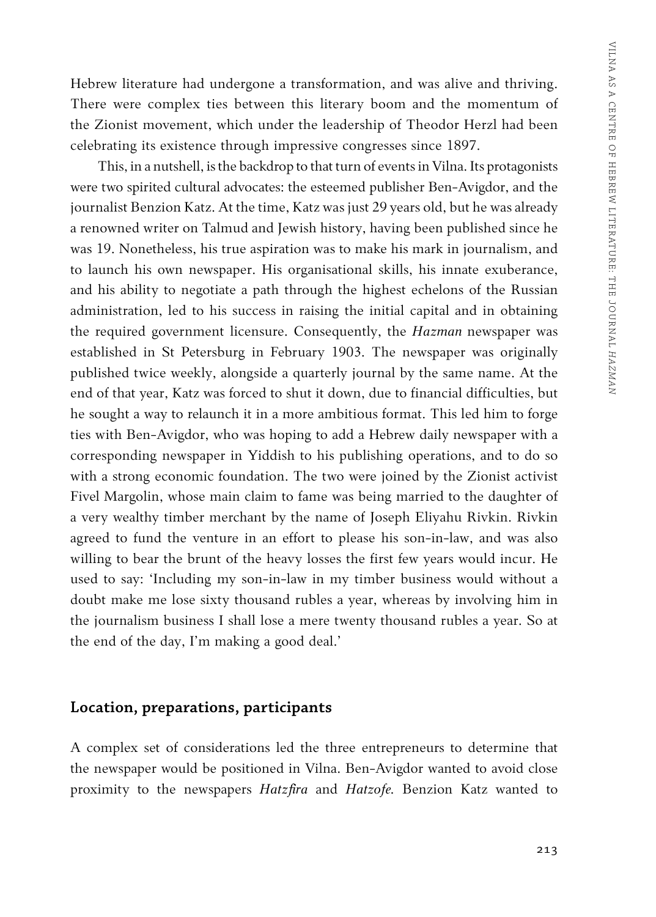Hebrew literature had undergone a transformation, and was alive and thriving. There were complex ties between this literary boom and the momentum of the Zionist movement, which under the leadership of Theodor Herzl had been celebrating its existence through impressive congresses since 1897.

This, in a nutshell, is the backdrop to that turn of events in Vilna. Its protagonists were two spirited cultural advocates: the esteemed publisher Ben-Avigdor, and the journalist Benzion Katz. At the time, Katz was just 29 years old, but he was already a renowned writer on Talmud and Jewish history, having been published since he was 19. Nonetheless, his true aspiration was to make his mark in journalism, and to launch his own newspaper. His organisational skills, his innate exuberance, and his ability to negotiate a path through the highest echelons of the Russian administration, led to his success in raising the initial capital and in obtaining the required government licensure. Consequently, the *Hazman* newspaper was established in St Petersburg in February 1903. The newspaper was originally published twice weekly, alongside a quarterly journal by the same name. At the end of that year, Katz was forced to shut it down, due to financial difficulties, but he sought a way to relaunch it in a more ambitious format. This led him to forge ties with Ben-Avigdor, who was hoping to add a Hebrew daily newspaper with a corresponding newspaper in Yiddish to his publishing operations, and to do so with a strong economic foundation. The two were joined by the Zionist activist Fivel Margolin, whose main claim to fame was being married to the daughter of a very wealthy timber merchant by the name of Joseph Eliyahu Rivkin. Rivkin agreed to fund the venture in an effort to please his son-in-law, and was also willing to bear the brunt of the heavy losses the first few years would incur. He used to say: 'Including my son-in-law in my timber business would without a doubt make me lose sixty thousand rubles a year, whereas by involving him in the journalism business I shall lose a mere twenty thousand rubles a year. So at the end of the day, I'm making a good deal.'

## Location, preparations, participants

A complex set of considerations led the three entrepreneurs to determine that the newspaper would be positioned in Vilna. Ben-Avigdor wanted to avoid close proximity to the newspapers *Hatzfira* and *Hatzofe*. Benzion Katz wanted to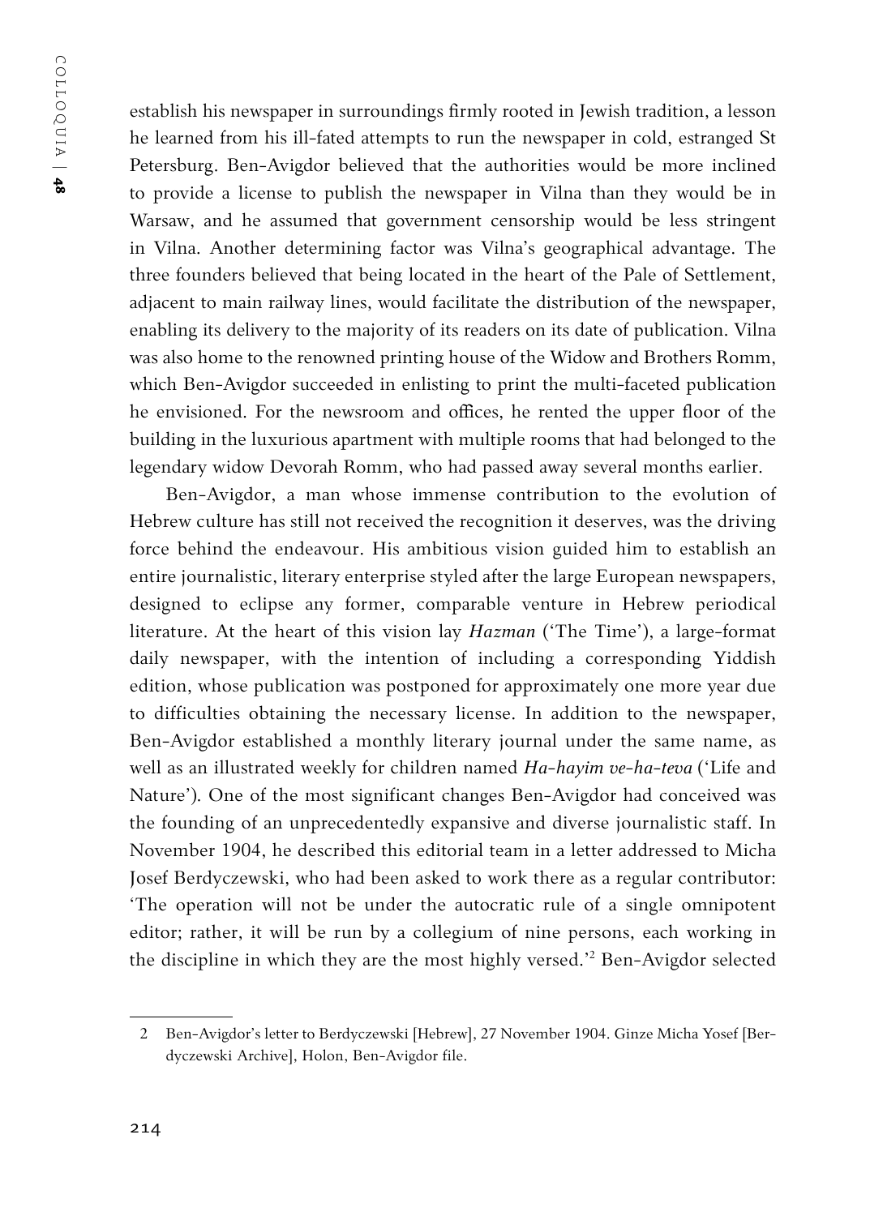establish his newspaper in surroundings firmly rooted in Jewish tradition, a lesson he learned from his ill-fated attempts to run the newspaper in cold, estranged St Petersburg. Ben-Avigdor believed that the authorities would be more inclined to provide a license to publish the newspaper in Vilna than they would be in Warsaw, and he assumed that government censorship would be less stringent in Vilna. Another determining factor was Vilna's geographical advantage. The three founders believed that being located in the heart of the Pale of Settlement, adjacent to main railway lines, would facilitate the distribution of the newspaper, enabling its delivery to the majority of its readers on its date of publication. Vilna was also home to the renowned printing house of the Widow and Brothers Romm, which Ben-Avigdor succeeded in enlisting to print the multi-faceted publication he envisioned. For the newsroom and offices, he rented the upper floor of the building in the luxurious apartment with multiple rooms that had belonged to the legendary widow Devorah Romm, who had passed away several months earlier.

Ben-Avigdor, a man whose immense contribution to the evolution of Hebrew culture has still not received the recognition it deserves, was the driving force behind the endeavour. His ambitious vision guided him to establish an entire journalistic, literary enterprise styled after the large European newspapers, designed to eclipse any former, comparable venture in Hebrew periodical literature. At the heart of this vision lay *Hazman* ('The Time'), a large-format daily newspaper, with the intention of including a corresponding Yiddish edition, whose publication was postponed for approximately one more year due to difficulties obtaining the necessary license. In addition to the newspaper, Ben-Avigdor established a monthly literary journal under the same name, as well as an illustrated weekly for children named *Ha-hayim ve-ha-teva* ('Life and Nature'). One of the most significant changes Ben-Avigdor had conceived was the founding of an unprecedentedly expansive and diverse journalistic staff. In November 1904, he described this editorial team in a letter addressed to Micha Josef Berdyczewski, who had been asked to work there as a regular contributor: 'The operation will not be under the autocratic rule of a single omnipotent editor; rather, it will be run by a collegium of nine persons, each working in the discipline in which they are the most highly versed.'[2] Ben-Avigdor selected

---

2 Ben-Avigdor's letter to Berdyczewski [Hebrew], 27 November 1904. Ginze Micha Yosef [Berdyczewski Archive], Holon, Ben-Avigdor file.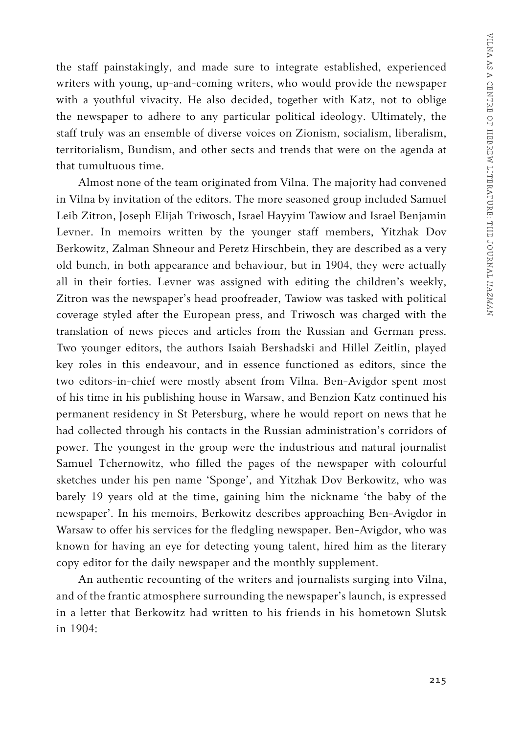the staff painstakingly, and made sure to integrate established, experienced writers with young, up-and-coming writers, who would provide the newspaper with a youthful vivacity. He also decided, together with Katz, not to oblige the newspaper to adhere to any particular political ideology. Ultimately, the staff truly was an ensemble of diverse voices on Zionism, socialism, liberalism, territorialism, Bundism, and other sects and trends that were on the agenda at that tumultuous time.

Almost none of the team originated from Vilna. The majority had convened in Vilna by invitation of the editors. The more seasoned group included Samuel Leib Zitron, Joseph Elijah Triwosch, Israel Hayyim Tawiow and Israel Benjamin Levner. In memoirs written by the younger staff members, Yitzhak Dov Berkowitz, Zalman Shneour and Peretz Hirschbein, they are described as a very old bunch, in both appearance and behaviour, but in 1904, they were actually all in their forties. Levner was assigned with editing the children's weekly, Zitron was the newspaper's head proofreader, Tawiow was tasked with political coverage styled after the European press, and Triwosch was charged with the translation of news pieces and articles from the Russian and German press. Two younger editors, the authors Isaiah Bershadski and Hillel Zeitlin, played key roles in this endeavour, and in essence functioned as editors, since the two editors-in-chief were mostly absent from Vilna. Ben-Avigdor spent most of his time in his publishing house in Warsaw, and Benzion Katz continued his permanent residency in St Petersburg, where he would report on news that he had collected through his contacts in the Russian administration's corridors of power. The youngest in the group were the industrious and natural journalist Samuel Tchernowitz, who filled the pages of the newspaper with colourful sketches under his pen name 'Sponge', and Yitzhak Dov Berkowitz, who was barely 19 years old at the time, gaining him the nickname 'the baby of the newspaper'. In his memoirs, Berkowitz describes approaching Ben-Avigdor in Warsaw to offer his services for the fledgling newspaper. Ben-Avigdor, who was known for having an eye for detecting young talent, hired him as the literary copy editor for the daily newspaper and the monthly supplement.

An authentic recounting of the writers and journalists surging into Vilna, and of the frantic atmosphere surrounding the newspaper's launch, is expressed in a letter that Berkowitz had written to his friends in his hometown Slutsk in 1904: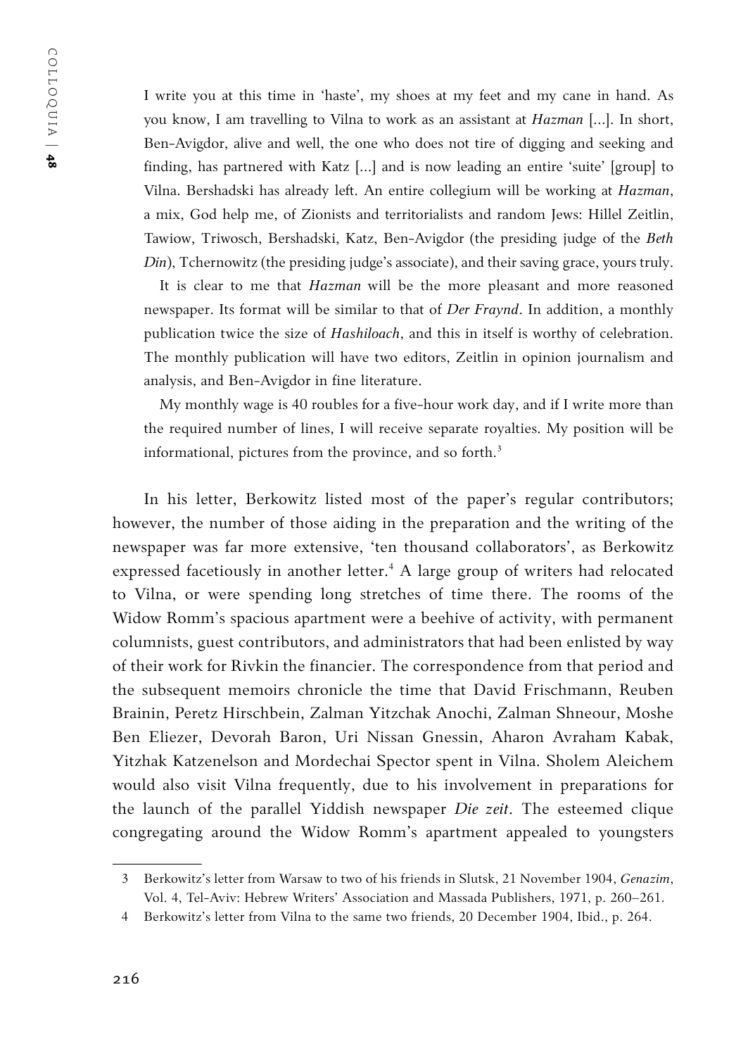> I write you at this time in 'haste', my shoes at my feet and my cane in hand. As you know, I am travelling to Vilna to work as an assistant at *Hazman* [...]. In short, Ben-Avigdor, alive and well, the one who does not tire of digging and seeking and finding, has partnered with Katz [...] and is now leading an entire 'suite' [group] to Vilna. Bershadski has already left. An entire collegium will be working at *Hazman*, a mix, God help me, of Zionists and territorialists and random Jews: Hillel Zeitlin, Tawiow, Triwosch, Bershadski, Katz, Ben-Avigdor (the presiding judge of the *Beth Din*), Tchernowitz (the presiding judge's associate), and their saving grace, yours truly.
>
> It is clear to me that *Hazman* will be the more pleasant and more reasoned newspaper. Its format will be similar to that of *Der Fraynd*. In addition, a monthly publication twice the size of *Hashiloach*, and this in itself is worthy of celebration. The monthly publication will have two editors, Zeitlin in opinion journalism and analysis, and Ben-Avigdor in fine literature.
>
> My monthly wage is 40 roubles for a five-hour work day, and if I write more than the required number of lines, I will receive separate royalties. My position will be informational, pictures from the province, and so forth.[3]

In his letter, Berkowitz listed most of the paper's regular contributors; however, the number of those aiding in the preparation and the writing of the newspaper was far more extensive, 'ten thousand collaborators', as Berkowitz expressed facetiously in another letter.[4] A large group of writers had relocated to Vilna, or were spending long stretches of time there. The rooms of the Widow Romm's spacious apartment were a beehive of activity, with permanent columnists, guest contributors, and administrators that had been enlisted by way of their work for Rivkin the financier. The correspondence from that period and the subsequent memoirs chronicle the time that David Frischmann, Reuben Brainin, Peretz Hirschbein, Zalman Yitzchak Anochi, Zalman Shneour, Moshe Ben Eliezer, Devorah Baron, Uri Nissan Gnessin, Aharon Avraham Kabak, Yitzhak Katzenelson and Mordechai Spector spent in Vilna. Sholem Aleichem would also visit Vilna frequently, due to his involvement in preparations for the launch of the parallel Yiddish newspaper *Die zeit*. The esteemed clique congregating around the Widow Romm's apartment appealed to youngsters

---

3 Berkowitz's letter from Warsaw to two of his friends in Slutsk, 21 November 1904, *Genazim*, Vol. 4, Tel-Aviv: Hebrew Writers' Association and Massada Publishers, 1971, p. 260–261.

4 Berkowitz's letter from Vilna to the same two friends, 20 December 1904, Ibid., p. 264.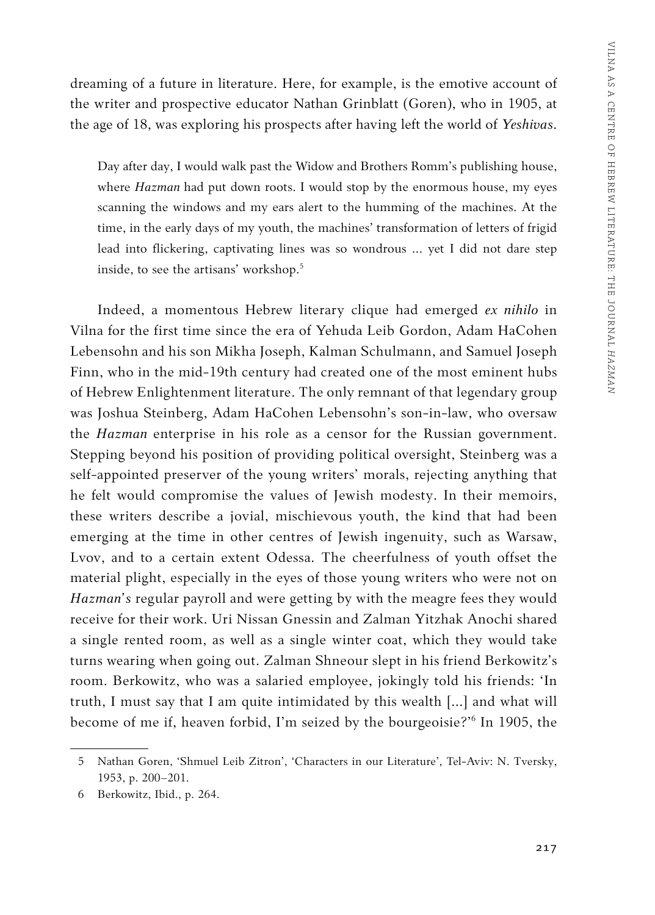dreaming of a future in literature. Here, for example, is the emotive account of the writer and prospective educator Nathan Grinblatt (Goren), who in 1905, at the age of 18, was exploring his prospects after having left the world of *Yeshivas*.

> Day after day, I would walk past the Widow and Brothers Romm's publishing house, where *Hazman* had put down roots. I would stop by the enormous house, my eyes scanning the windows and my ears alert to the humming of the machines. At the time, in the early days of my youth, the machines' transformation of letters of frigid lead into flickering, captivating lines was so wondrous ... yet I did not dare step inside, to see the artisans' workshop.[5]

Indeed, a momentous Hebrew literary clique had emerged *ex nihilo* in Vilna for the first time since the era of Yehuda Leib Gordon, Adam HaCohen Lebensohn and his son Mikha Joseph, Kalman Schulmann, and Samuel Joseph Finn, who in the mid-19th century had created one of the most eminent hubs of Hebrew Enlightenment literature. The only remnant of that legendary group was Joshua Steinberg, Adam HaCohen Lebensohn's son-in-law, who oversaw the *Hazman* enterprise in his role as a censor for the Russian government. Stepping beyond his position of providing political oversight, Steinberg was a self-appointed preserver of the young writers' morals, rejecting anything that he felt would compromise the values of Jewish modesty. In their memoirs, these writers describe a jovial, mischievous youth, the kind that had been emerging at the time in other centres of Jewish ingenuity, such as Warsaw, Lvov, and to a certain extent Odessa. The cheerfulness of youth offset the material plight, especially in the eyes of those young writers who were not on *Hazman*'s regular payroll and were getting by with the meagre fees they would receive for their work. Uri Nissan Gnessin and Zalman Yitzhak Anochi shared a single rented room, as well as a single winter coat, which they would take turns wearing when going out. Zalman Shneour slept in his friend Berkowitz's room. Berkowitz, who was a salaried employee, jokingly told his friends: 'In truth, I must say that I am quite intimidated by this wealth [...] and what will become of me if, heaven forbid, I'm seized by the bourgeoisie?'[6] In 1905, the

5 Nathan Goren, 'Shmuel Leib Zitron', 'Characters in our Literature', Tel-Aviv: N. Tversky, 1953, p. 200–201.

6 Berkowitz, Ibid., p. 264.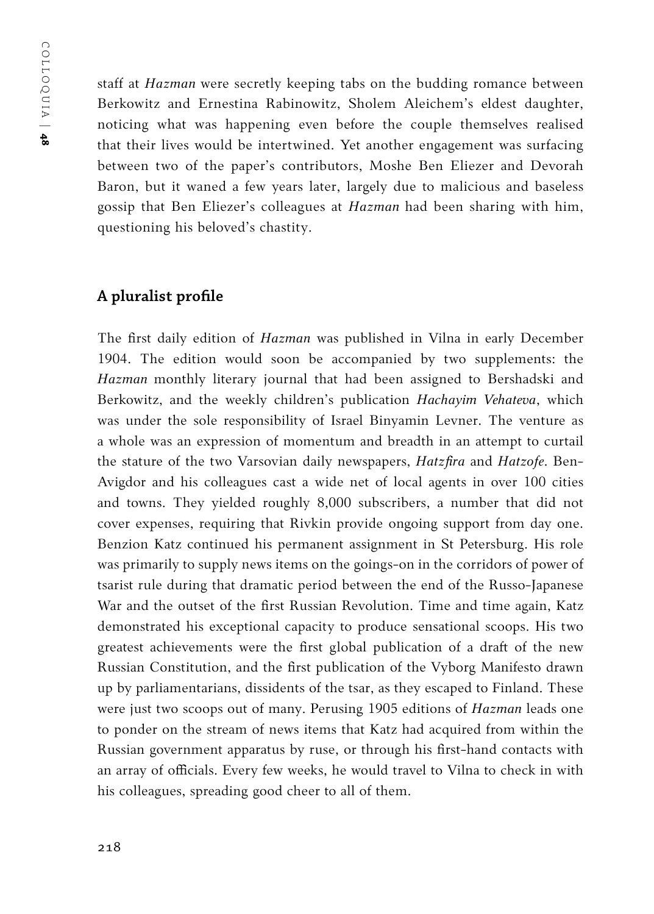staff at *Hazman* were secretly keeping tabs on the budding romance between Berkowitz and Ernestina Rabinowitz, Sholem Aleichem's eldest daughter, noticing what was happening even before the couple themselves realised that their lives would be intertwined. Yet another engagement was surfacing between two of the paper's contributors, Moshe Ben Eliezer and Devorah Baron, but it waned a few years later, largely due to malicious and baseless gossip that Ben Eliezer's colleagues at *Hazman* had been sharing with him, questioning his beloved's chastity.

## A pluralist profile

The first daily edition of *Hazman* was published in Vilna in early December 1904. The edition would soon be accompanied by two supplements: the *Hazman* monthly literary journal that had been assigned to Bershadski and Berkowitz, and the weekly children's publication *Hachayim Vehateva*, which was under the sole responsibility of Israel Binyamin Levner. The venture as a whole was an expression of momentum and breadth in an attempt to curtail the stature of the two Varsovian daily newspapers, *Hatzfira* and *Hatzofe*. Ben-Avigdor and his colleagues cast a wide net of local agents in over 100 cities and towns. They yielded roughly 8,000 subscribers, a number that did not cover expenses, requiring that Rivkin provide ongoing support from day one. Benzion Katz continued his permanent assignment in St Petersburg. His role was primarily to supply news items on the goings-on in the corridors of power of tsarist rule during that dramatic period between the end of the Russo-Japanese War and the outset of the first Russian Revolution. Time and time again, Katz demonstrated his exceptional capacity to produce sensational scoops. His two greatest achievements were the first global publication of a draft of the new Russian Constitution, and the first publication of the Vyborg Manifesto drawn up by parliamentarians, dissidents of the tsar, as they escaped to Finland. These were just two scoops out of many. Perusing 1905 editions of *Hazman* leads one to ponder on the stream of news items that Katz had acquired from within the Russian government apparatus by ruse, or through his first-hand contacts with an array of officials. Every few weeks, he would travel to Vilna to check in with his colleagues, spreading good cheer to all of them.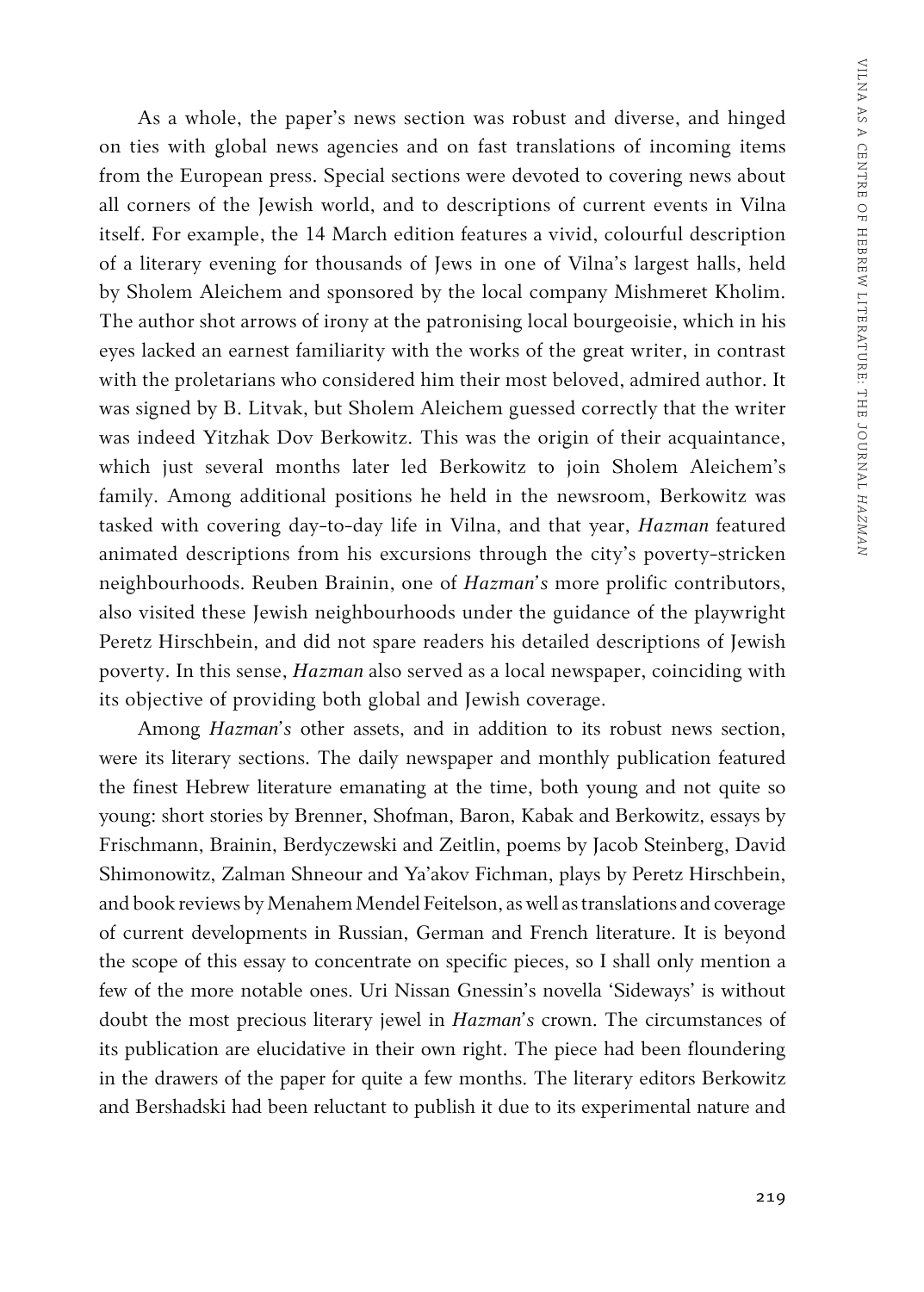As a whole, the paper's news section was robust and diverse, and hinged on ties with global news agencies and on fast translations of incoming items from the European press. Special sections were devoted to covering news about all corners of the Jewish world, and to descriptions of current events in Vilna itself. For example, the 14 March edition features a vivid, colourful description of a literary evening for thousands of Jews in one of Vilna's largest halls, held by Sholem Aleichem and sponsored by the local company Mishmeret Kholim. The author shot arrows of irony at the patronising local bourgeoisie, which in his eyes lacked an earnest familiarity with the works of the great writer, in contrast with the proletarians who considered him their most beloved, admired author. It was signed by B. Litvak, but Sholem Aleichem guessed correctly that the writer was indeed Yitzhak Dov Berkowitz. This was the origin of their acquaintance, which just several months later led Berkowitz to join Sholem Aleichem's family. Among additional positions he held in the newsroom, Berkowitz was tasked with covering day-to-day life in Vilna, and that year, *Hazman* featured animated descriptions from his excursions through the city's poverty-stricken neighbourhoods. Reuben Brainin, one of *Hazman's* more prolific contributors, also visited these Jewish neighbourhoods under the guidance of the playwright Peretz Hirschbein, and did not spare readers his detailed descriptions of Jewish poverty. In this sense, *Hazman* also served as a local newspaper, coinciding with its objective of providing both global and Jewish coverage.

Among *Hazman's* other assets, and in addition to its robust news section, were its literary sections. The daily newspaper and monthly publication featured the finest Hebrew literature emanating at the time, both young and not quite so young: short stories by Brenner, Shofman, Baron, Kabak and Berkowitz, essays by Frischmann, Brainin, Berdyczewski and Zeitlin, poems by Jacob Steinberg, David Shimonowitz, Zalman Shneour and Ya'akov Fichman, plays by Peretz Hirschbein, and book reviews by Menahem Mendel Feitelson, as well as translations and coverage of current developments in Russian, German and French literature. It is beyond the scope of this essay to concentrate on specific pieces, so I shall only mention a few of the more notable ones. Uri Nissan Gnessin's novella 'Sideways' is without doubt the most precious literary jewel in *Hazman's* crown. The circumstances of its publication are elucidative in their own right. The piece had been floundering in the drawers of the paper for quite a few months. The literary editors Berkowitz and Bershadski had been reluctant to publish it due to its experimental nature and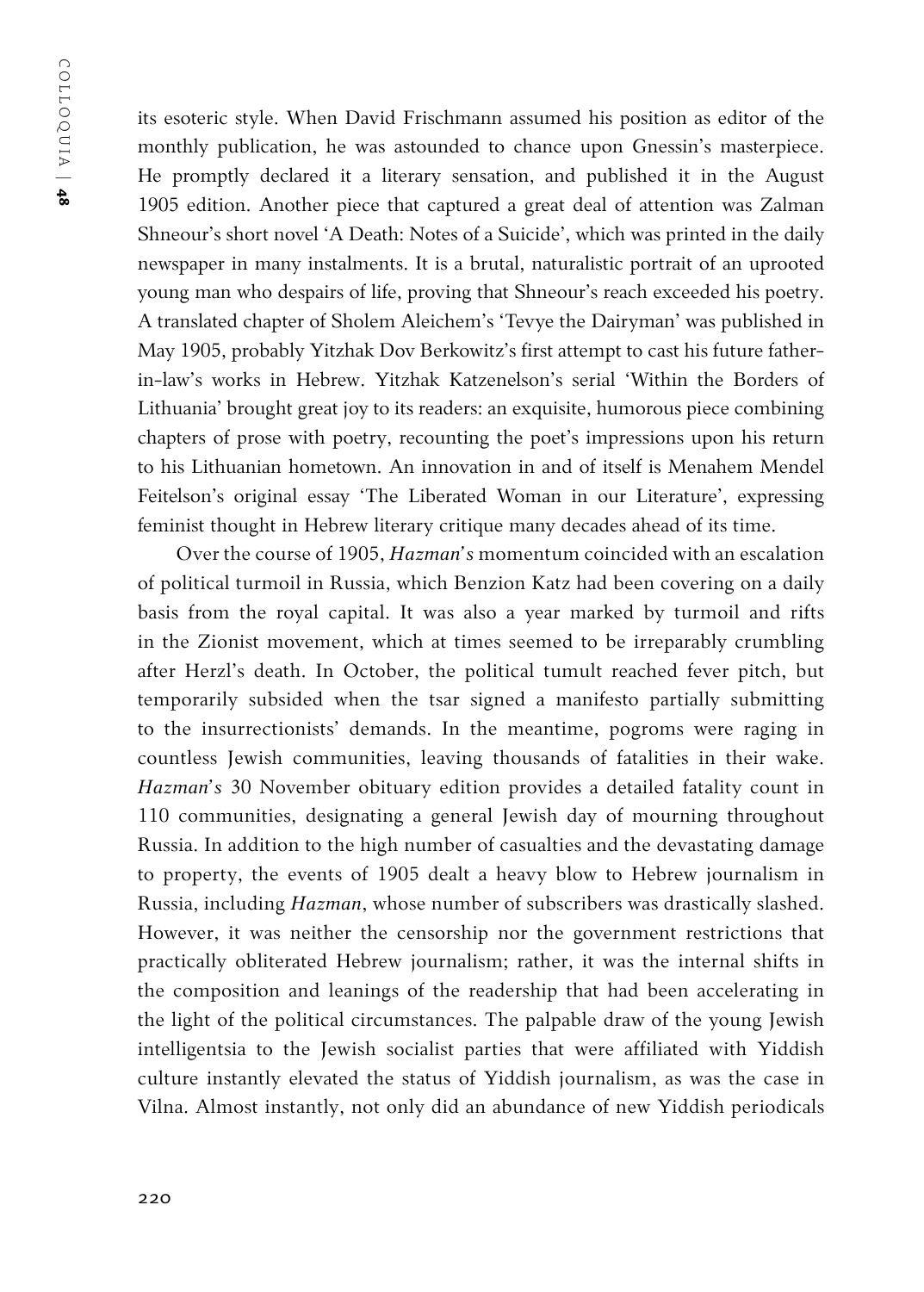its esoteric style. When David Frischmann assumed his position as editor of the monthly publication, he was astounded to chance upon Gnessin's masterpiece. He promptly declared it a literary sensation, and published it in the August 1905 edition. Another piece that captured a great deal of attention was Zalman Shneour's short novel 'A Death: Notes of a Suicide', which was printed in the daily newspaper in many instalments. It is a brutal, naturalistic portrait of an uprooted young man who despairs of life, proving that Shneour's reach exceeded his poetry. A translated chapter of Sholem Aleichem's 'Tevye the Dairyman' was published in May 1905, probably Yitzhak Dov Berkowitz's first attempt to cast his future father-in-law's works in Hebrew. Yitzhak Katzenelson's serial 'Within the Borders of Lithuania' brought great joy to its readers: an exquisite, humorous piece combining chapters of prose with poetry, recounting the poet's impressions upon his return to his Lithuanian hometown. An innovation in and of itself is Menahem Mendel Feitelson's original essay 'The Liberated Woman in our Literature', expressing feminist thought in Hebrew literary critique many decades ahead of its time.

Over the course of 1905, *Hazman's* momentum coincided with an escalation of political turmoil in Russia, which Benzion Katz had been covering on a daily basis from the royal capital. It was also a year marked by turmoil and rifts in the Zionist movement, which at times seemed to be irreparably crumbling after Herzl's death. In October, the political tumult reached fever pitch, but temporarily subsided when the tsar signed a manifesto partially submitting to the insurrectionists' demands. In the meantime, pogroms were raging in countless Jewish communities, leaving thousands of fatalities in their wake. *Hazman's* 30 November obituary edition provides a detailed fatality count in 110 communities, designating a general Jewish day of mourning throughout Russia. In addition to the high number of casualties and the devastating damage to property, the events of 1905 dealt a heavy blow to Hebrew journalism in Russia, including *Hazman*, whose number of subscribers was drastically slashed. However, it was neither the censorship nor the government restrictions that practically obliterated Hebrew journalism; rather, it was the internal shifts in the composition and leanings of the readership that had been accelerating in the light of the political circumstances. The palpable draw of the young Jewish intelligentsia to the Jewish socialist parties that were affiliated with Yiddish culture instantly elevated the status of Yiddish journalism, as was the case in Vilna. Almost instantly, not only did an abundance of new Yiddish periodicals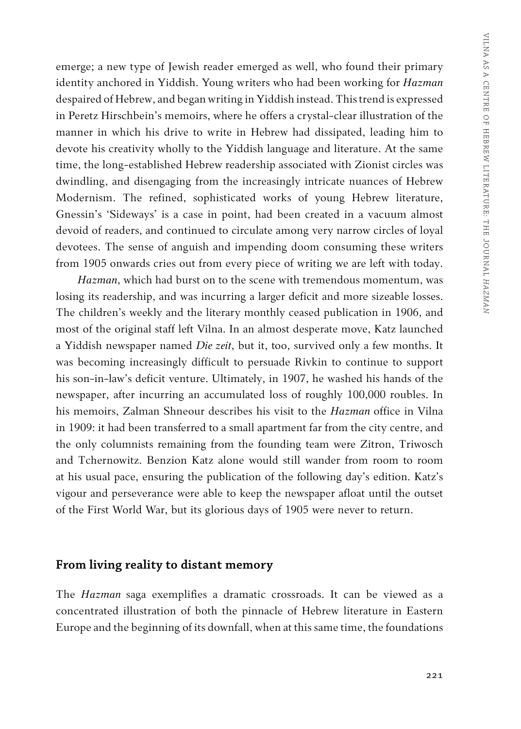emerge; a new type of Jewish reader emerged as well, who found their primary identity anchored in Yiddish. Young writers who had been working for *Hazman* despaired of Hebrew, and began writing in Yiddish instead. This trend is expressed in Peretz Hirschbein's memoirs, where he offers a crystal-clear illustration of the manner in which his drive to write in Hebrew had dissipated, leading him to devote his creativity wholly to the Yiddish language and literature. At the same time, the long-established Hebrew readership associated with Zionist circles was dwindling, and disengaging from the increasingly intricate nuances of Hebrew Modernism. The refined, sophisticated works of young Hebrew literature, Gnessin's 'Sideways' is a case in point, had been created in a vacuum almost devoid of readers, and continued to circulate among very narrow circles of loyal devotees. The sense of anguish and impending doom consuming these writers from 1905 onwards cries out from every piece of writing we are left with today.

*Hazman*, which had burst on to the scene with tremendous momentum, was losing its readership, and was incurring a larger deficit and more sizeable losses. The children's weekly and the literary monthly ceased publication in 1906, and most of the original staff left Vilna. In an almost desperate move, Katz launched a Yiddish newspaper named *Die zeit*, but it, too, survived only a few months. It was becoming increasingly difficult to persuade Rivkin to continue to support his son-in-law's deficit venture. Ultimately, in 1907, he washed his hands of the newspaper, after incurring an accumulated loss of roughly 100,000 roubles. In his memoirs, Zalman Shneour describes his visit to the *Hazman* office in Vilna in 1909: it had been transferred to a small apartment far from the city centre, and the only columnists remaining from the founding team were Zitron, Triwosch and Tchernowitz. Benzion Katz alone would still wander from room to room at his usual pace, ensuring the publication of the following day's edition. Katz's vigour and perseverance were able to keep the newspaper afloat until the outset of the First World War, but its glorious days of 1905 were never to return.

## From living reality to distant memory

The *Hazman* saga exemplifies a dramatic crossroads. It can be viewed as a concentrated illustration of both the pinnacle of Hebrew literature in Eastern Europe and the beginning of its downfall, when at this same time, the foundations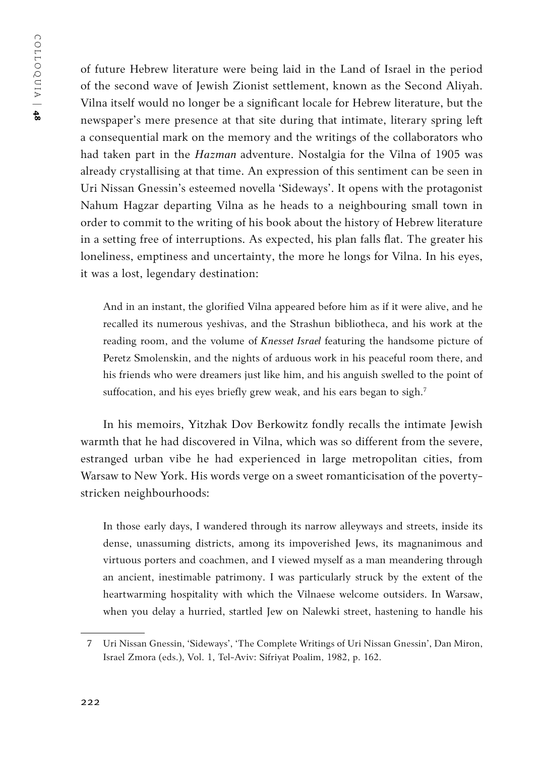of future Hebrew literature were being laid in the Land of Israel in the period of the second wave of Jewish Zionist settlement, known as the Second Aliyah. Vilna itself would no longer be a significant locale for Hebrew literature, but the newspaper's mere presence at that site during that intimate, literary spring left a consequential mark on the memory and the writings of the collaborators who had taken part in the *Hazman* adventure. Nostalgia for the Vilna of 1905 was already crystallising at that time. An expression of this sentiment can be seen in Uri Nissan Gnessin's esteemed novella 'Sideways'. It opens with the protagonist Nahum Hagzar departing Vilna as he heads to a neighbouring small town in order to commit to the writing of his book about the history of Hebrew literature in a setting free of interruptions. As expected, his plan falls flat. The greater his loneliness, emptiness and uncertainty, the more he longs for Vilna. In his eyes, it was a lost, legendary destination:

> And in an instant, the glorified Vilna appeared before him as if it were alive, and he recalled its numerous yeshivas, and the Strashun bibliotheca, and his work at the reading room, and the volume of *Knesset Israel* featuring the handsome picture of Peretz Smolenskin, and the nights of arduous work in his peaceful room there, and his friends who were dreamers just like him, and his anguish swelled to the point of suffocation, and his eyes briefly grew weak, and his ears began to sigh.[7]

In his memoirs, Yitzhak Dov Berkowitz fondly recalls the intimate Jewish warmth that he had discovered in Vilna, which was so different from the severe, estranged urban vibe he had experienced in large metropolitan cities, from Warsaw to New York. His words verge on a sweet romanticisation of the poverty-stricken neighbourhoods:

> In those early days, I wandered through its narrow alleyways and streets, inside its dense, unassuming districts, among its impoverished Jews, its magnanimous and virtuous porters and coachmen, and I viewed myself as a man meandering through an ancient, inestimable patrimony. I was particularly struck by the extent of the heartwarming hospitality with which the Vilnaese welcome outsiders. In Warsaw, when you delay a hurried, startled Jew on Nalewki street, hastening to handle his

7 Uri Nissan Gnessin, 'Sideways', 'The Complete Writings of Uri Nissan Gnessin', Dan Miron, Israel Zmora (eds.), Vol. 1, Tel-Aviv: Sifriyat Poalim, 1982, p. 162.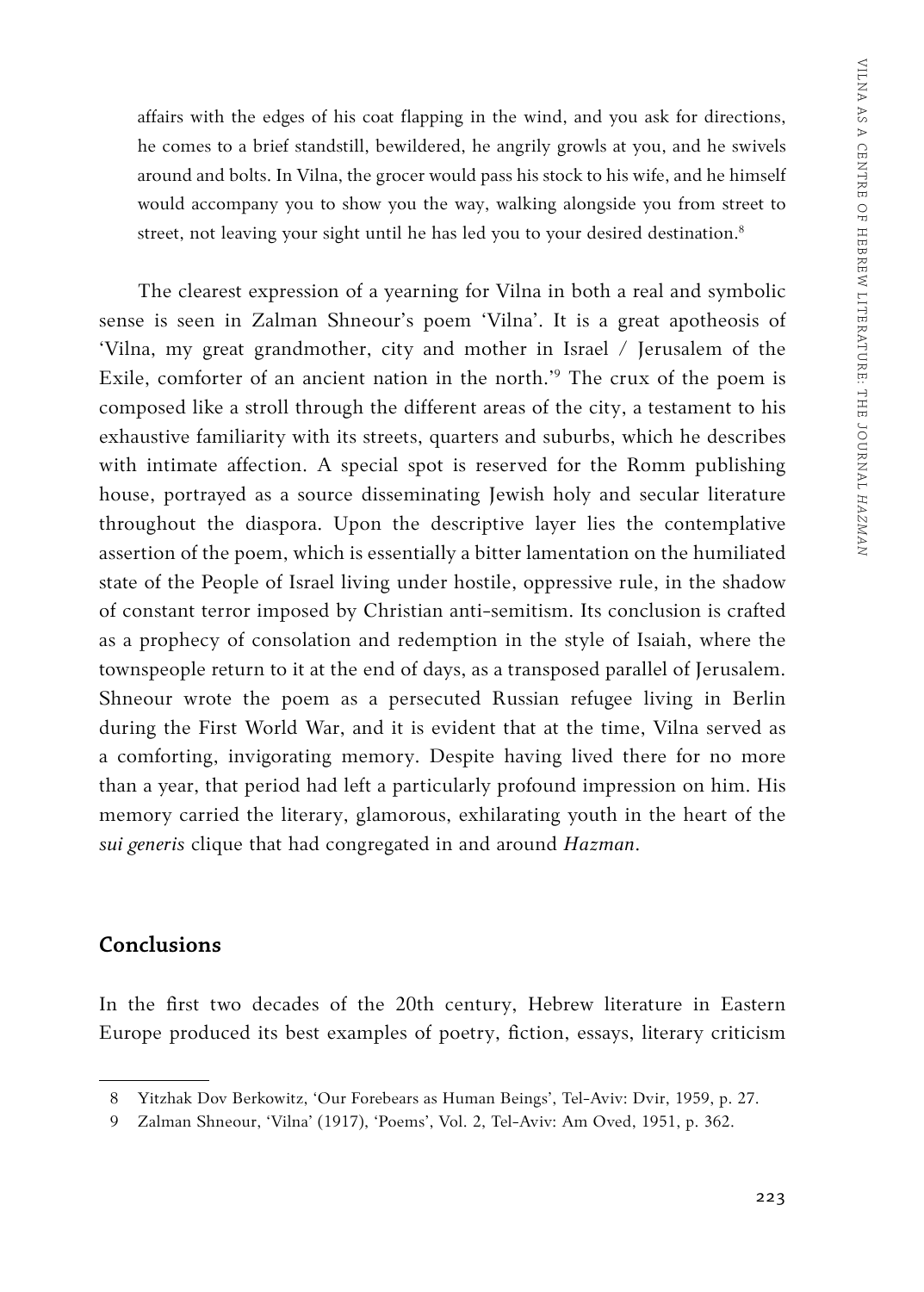> affairs with the edges of his coat flapping in the wind, and you ask for directions, he comes to a brief standstill, bewildered, he angrily growls at you, and he swivels around and bolts. In Vilna, the grocer would pass his stock to his wife, and he himself would accompany you to show you the way, walking alongside you from street to street, not leaving your sight until he has led you to your desired destination.[8]

The clearest expression of a yearning for Vilna in both a real and symbolic sense is seen in Zalman Shneour's poem 'Vilna'. It is a great apotheosis of 'Vilna, my great grandmother, city and mother in Israel / Jerusalem of the Exile, comforter of an ancient nation in the north.'[9] The crux of the poem is composed like a stroll through the different areas of the city, a testament to his exhaustive familiarity with its streets, quarters and suburbs, which he describes with intimate affection. A special spot is reserved for the Romm publishing house, portrayed as a source disseminating Jewish holy and secular literature throughout the diaspora. Upon the descriptive layer lies the contemplative assertion of the poem, which is essentially a bitter lamentation on the humiliated state of the People of Israel living under hostile, oppressive rule, in the shadow of constant terror imposed by Christian anti-semitism. Its conclusion is crafted as a prophecy of consolation and redemption in the style of Isaiah, where the townspeople return to it at the end of days, as a transposed parallel of Jerusalem. Shneour wrote the poem as a persecuted Russian refugee living in Berlin during the First World War, and it is evident that at the time, Vilna served as a comforting, invigorating memory. Despite having lived there for no more than a year, that period had left a particularly profound impression on him. His memory carried the literary, glamorous, exhilarating youth in the heart of the *sui generis* clique that had congregated in and around *Hazman*.

## Conclusions

In the first two decades of the 20th century, Hebrew literature in Eastern Europe produced its best examples of poetry, fiction, essays, literary criticism

---

8 Yitzhak Dov Berkowitz, 'Our Forebears as Human Beings', Tel-Aviv: Dvir, 1959, p. 27.

9 Zalman Shneour, 'Vilna' (1917), 'Poems', Vol. 2, Tel-Aviv: Am Oved, 1951, p. 362.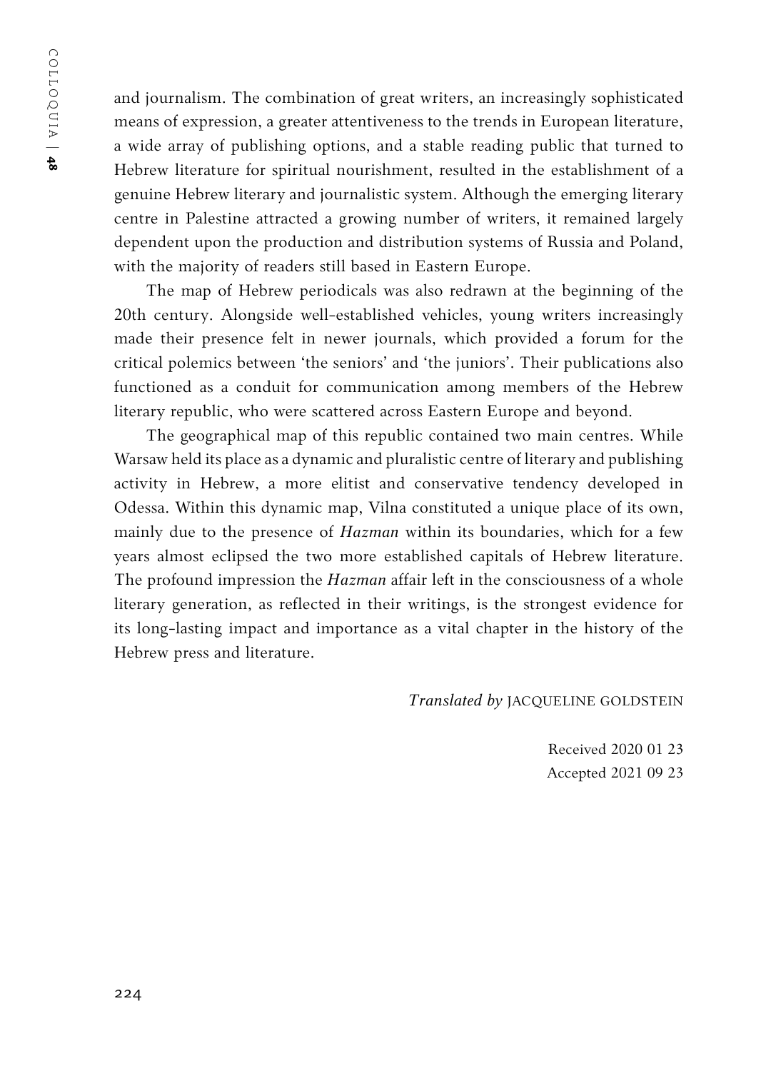and journalism. The combination of great writers, an increasingly sophisticated means of expression, a greater attentiveness to the trends in European literature, a wide array of publishing options, and a stable reading public that turned to Hebrew literature for spiritual nourishment, resulted in the establishment of a genuine Hebrew literary and journalistic system. Although the emerging literary centre in Palestine attracted a growing number of writers, it remained largely dependent upon the production and distribution systems of Russia and Poland, with the majority of readers still based in Eastern Europe.

The map of Hebrew periodicals was also redrawn at the beginning of the 20th century. Alongside well-established vehicles, young writers increasingly made their presence felt in newer journals, which provided a forum for the critical polemics between 'the seniors' and 'the juniors'. Their publications also functioned as a conduit for communication among members of the Hebrew literary republic, who were scattered across Eastern Europe and beyond.

The geographical map of this republic contained two main centres. While Warsaw held its place as a dynamic and pluralistic centre of literary and publishing activity in Hebrew, a more elitist and conservative tendency developed in Odessa. Within this dynamic map, Vilna constituted a unique place of its own, mainly due to the presence of *Hazman* within its boundaries, which for a few years almost eclipsed the two more established capitals of Hebrew literature. The profound impression the *Hazman* affair left in the consciousness of a whole literary generation, as reflected in their writings, is the strongest evidence for its long-lasting impact and importance as a vital chapter in the history of the Hebrew press and literature.

*Translated by* JACQUELINE GOLDSTEIN

Received 2020 01 23
Accepted 2021 09 23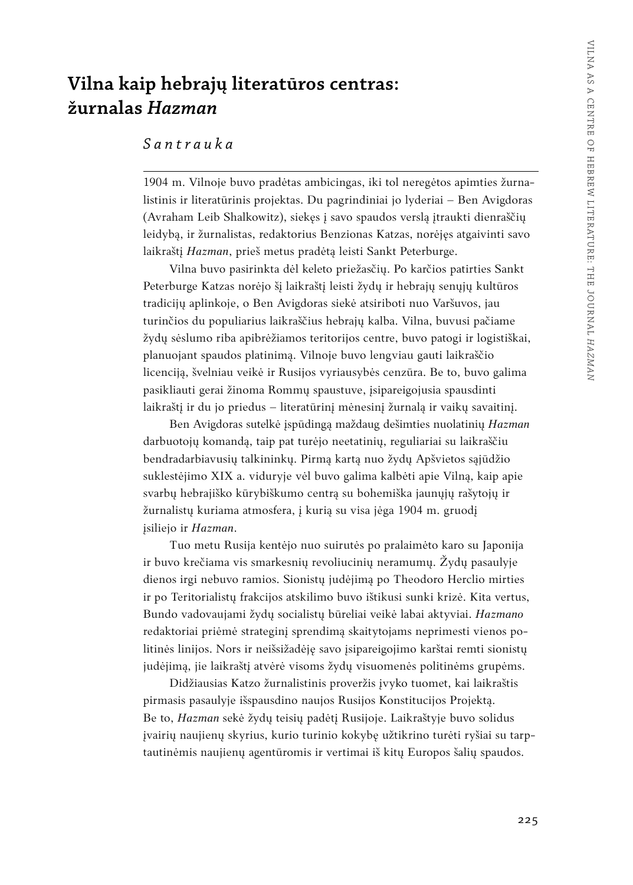# Vilna kaip hebrajų literatūros centras: žurnalas *Hazman*

## *Santrauka*

1904 m. Vilnoje buvo pradėtas ambicingas, iki tol neregėtos apimties žurnalistinis ir literatūrinis projektas. Du pagrindiniai jo lyderiai – Ben Avigdoras (Avraham Leib Shalkowitz), siekęs į savo spaudos verslą įtraukti dienraščių leidybą, ir žurnalistas, redaktorius Benzionas Katzas, norėjęs atgaivinti savo laikraštį *Hazman*, prieš metus pradėtą leisti Sankt Peterburge.

Vilna buvo pasirinkta dėl keleto priežasčių. Po karčios patirties Sankt Peterburge Katzas norėjo šį laikraštį leisti žydų ir hebrajų senųjų kultūros tradicijų aplinkoje, o Ben Avigdoras siekė atsiriboti nuo Varšuvos, jau turinčios du populiarius laikraščius hebrajų kalba. Vilna, buvusi pačiame žydų sėslumo riba apibrėžiamos teritorijos centre, buvo patogi ir logistiškai, planuojant spaudos platinimą. Vilnoje buvo lengviau gauti laikraščio licenciją, švelniau veikė ir Rusijos vyriausybės cenzūra. Be to, buvo galima pasikliauti gerai žinoma Rommų spaustuve, įsipareigojusia spausdinti laikraštį ir du jo priedus – literatūrinį mėnesinį žurnalą ir vaikų savaitinį.

Ben Avigdoras sutelkė įspūdingą maždaug dešimties nuolatinių *Hazman* darbuotojų komandą, taip pat turėjo neetatinių, reguliariai su laikraščiu bendradarbiavusių talkininkų. Pirmą kartą nuo žydų Apšvietos sąjūdžio suklestėjimo XIX a. viduryje vėl buvo galima kalbėti apie Vilną, kaip apie svarbų hebrajiško kūrybiškumo centrą su bohemiška jaunųjų rašytojų ir žurnalistų kuriama atmosfera, į kurią su visa jėga 1904 m. gruodį įsiliejo ir *Hazman*.

Tuo metu Rusija kentėjo nuo suirutės po pralaimėto karo su Japonija ir buvo krečiama vis smarkesnių revoliucinių neramumų. Žydų pasaulyje dienos irgi nebuvo ramios. Sionistų judėjimą po Theodoro Herclio mirties ir po Teritorialistų frakcijos atskilimo buvo ištikusi sunki krizė. Kita vertus, Bundo vadovaujami žydų socialistų būreliai veikė labai aktyviai. *Hazmano* redaktoriai priėmė strateginį sprendimą skaitytojams neprimesti vienos politinės linijos. Nors ir neišsižadėję savo įsipareigojimo karštai remti sionistų judėjimą, jie laikraštį atvėrė visoms žydų visuomenės politinėms grupėms.

Didžiausias Katzo žurnalistinis proveržis įvyko tuomet, kai laikraštis pirmasis pasaulyje išspausdino naujos Rusijos Konstitucijos Projektą. Be to, *Hazman* sekė žydų teisių padėtį Rusijoje. Laikraštyje buvo solidus įvairių naujienų skyrius, kurio turinio kokybę užtikrino turėti ryšiai su tarptautinėmis naujienų agentūromis ir vertimai iš kitų Europos šalių spaudos.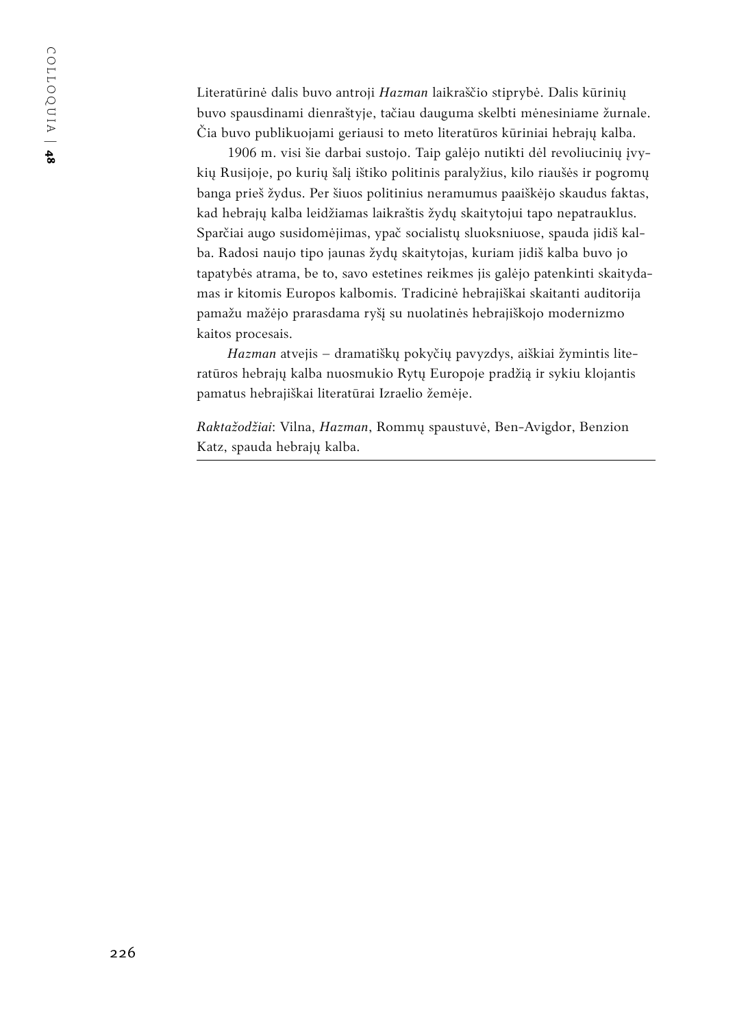Literatūrinė dalis buvo antroji *Hazman* laikraščio stiprybė. Dalis kūrinių buvo spausdinami dienraštyje, tačiau dauguma skelbti mėnesiniame žurnale. Čia buvo publikuojami geriausi to meto literatūros kūriniai hebrajų kalba.

1906 m. visi šie darbai sustojo. Taip galėjo nutikti dėl revoliucinių įvykių Rusijoje, po kurių šalį ištiko politinis paralyžius, kilo riaušės ir pogromų banga prieš žydus. Per šiuos politinius neramumus paaiškėjo skaudus faktas, kad hebrajų kalba leidžiamas laikraštis žydų skaitytojui tapo nepatrauklus. Sparčiai augo susidomėjimas, ypač socialistų sluoksniuose, spauda jidiš kalba. Radosi naujo tipo jaunas žydų skaitytojas, kuriam jidiš kalba buvo jo tapatybės atrama, be to, savo estetines reikmes jis galėjo patenkinti skaitydamas ir kitomis Europos kalbomis. Tradicinė hebrajiškai skaitanti auditorija pamažu mažėjo prarasdama ryšį su nuolatinės hebrajiškojo modernizmo kaitos procesais.

*Hazman* atvejis – dramatiškų pokyčių pavyzdys, aiškiai žymintis literatūros hebrajų kalba nuosmukio Rytų Europoje pradžią ir sykiu klojantis pamatus hebrajiškai literatūrai Izraelio žemėje.

*Raktažodžiai*: Vilna, *Hazman*, Rommų spaustuvė, Ben-Avigdor, Benzion Katz, spauda hebrajų kalba.